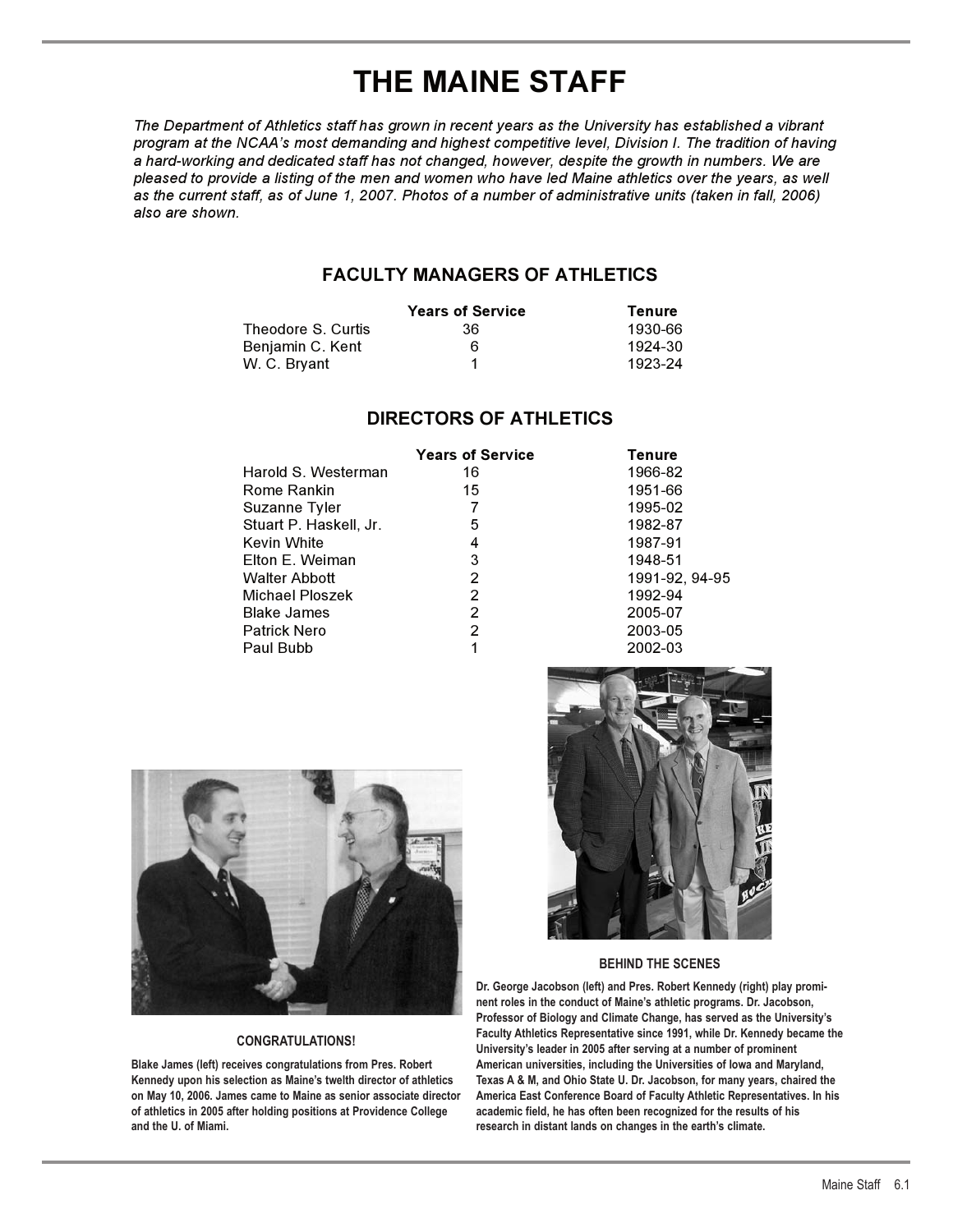# THE MAINE STAFF

*The Department of Athletics staff has grown in recent years as the University has established a vibrant program at the NCAA's most demanding and highest competitive level, Division I. The tradition of having a hard-working and dedicated staff has not changed, however, despite the growth in numbers. We are pleased to provide a listing of the men and women who have led Maine athletics over the years, as well as the current staff, as of June 1, 2007. Photos of a number of administrative units (taken in fall, 2006) also are shown.*

## FACULTY MANAGERS OF ATHLETICS

| | Years of Service | Tenure |
|---|---|---|
| Theodore S. Curtis | 36 | 1930-66 |
| Benjamin C. Kent | 6 | 1924-30 |
| W. C. Bryant | 1 | 1923-24 |

## DIRECTORS OF ATHLETICS

| | Years of Service | Tenure |
|---|---|---|
| Harold S. Westerman | 16 | 1966-82 |
| Rome Rankin | 15 | 1951-66 |
| Suzanne Tyler | 7 | 1995-02 |
| Stuart P. Haskell, Jr. | 5 | 1982-87 |
| Kevin White | 4 | 1987-91 |
| Elton E. Weiman | 3 | 1948-51 |
| Walter Abbott | 2 | 1991-92, 94-95 |
| Michael Ploszek | 2 | 1992-94 |
| Blake James | 2 | 2005-07 |
| Patrick Nero | 2 | 2003-05 |
| Paul Bubb | 1 | 2002-03 |

**CONGRATULATIONS!**

**Blake James (left) receives congratulations from Pres. Robert Kennedy upon his selection as Maine's twelth director of athletics on May 10, 2006. James came to Maine as senior associate director of athletics in 2005 after holding positions at Providence College and the U. of Miami.**

**BEHIND THE SCENES**

**Dr. George Jacobson (left) and Pres. Robert Kennedy (right) play prominent roles in the conduct of Maine's athletic programs. Dr. Jacobson, Professor of Biology and Climate Change, has served as the University's Faculty Athletics Representative since 1991, while Dr. Kennedy became the University's leader in 2005 after serving at a number of prominent American universities, including the Universities of Iowa and Maryland, Texas A & M, and Ohio State U. Dr. Jacobson, for many years, chaired the America East Conference Board of Faculty Athletic Representatives. In his academic field, he has often been recognized for the results of his research in distant lands on changes in the earth's climate.**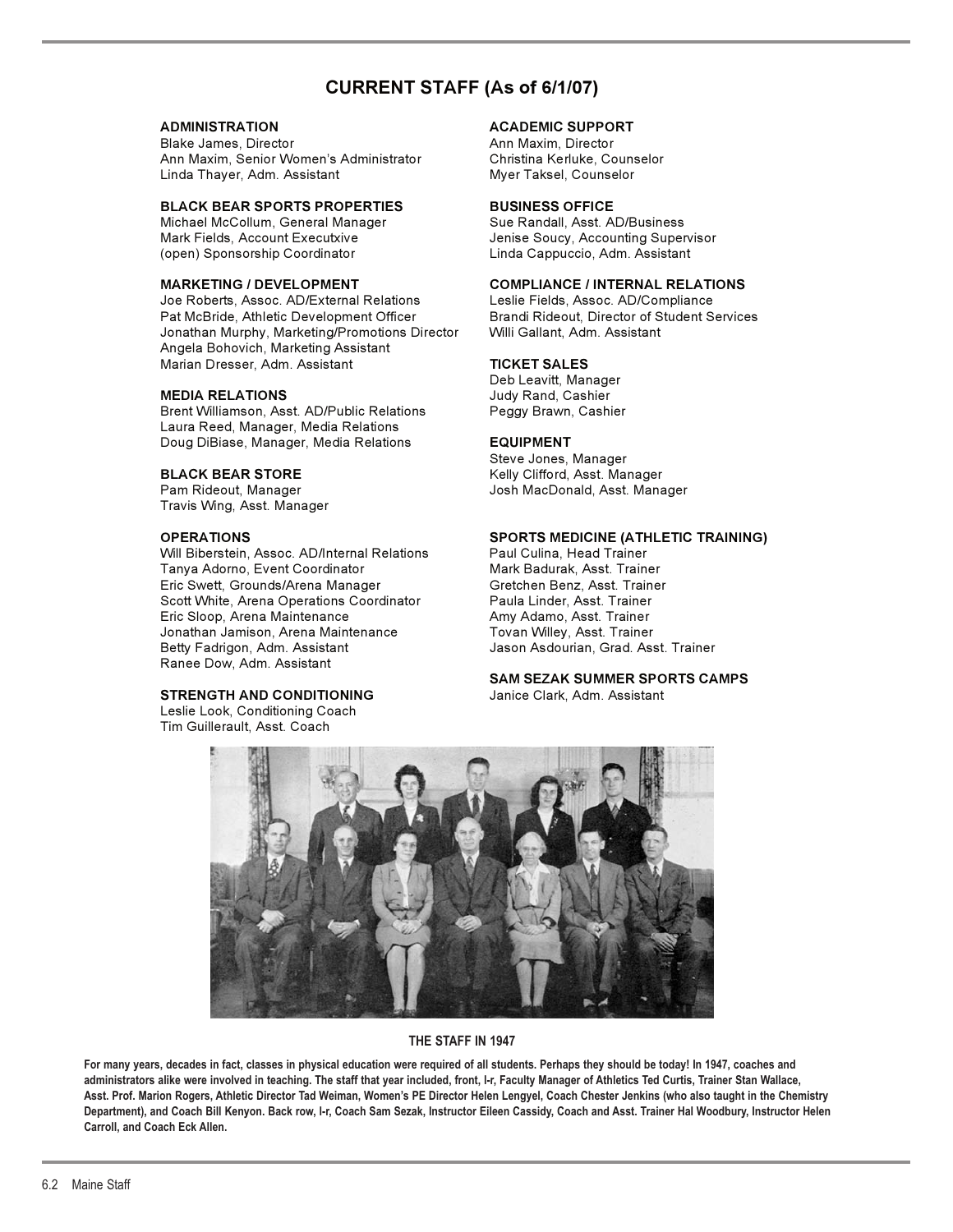# CURRENT STAFF (As of 6/1/07)

**ADMINISTRATION**
Blake James, Director
Ann Maxim, Senior Women's Administrator
Linda Thayer, Adm. Assistant

**BLACK BEAR SPORTS PROPERTIES**
Michael McCollum, General Manager
Mark Fields, Account Executxive
(open) Sponsorship Coordinator

**MARKETING / DEVELOPMENT**
Joe Roberts, Assoc. AD/External Relations
Pat McBride, Athletic Development Officer
Jonathan Murphy, Marketing/Promotions Director
Angela Bohovich, Marketing Assistant
Marian Dresser, Adm. Assistant

**MEDIA RELATIONS**
Brent Williamson, Asst. AD/Public Relations
Laura Reed, Manager, Media Relations
Doug DiBiase, Manager, Media Relations

**BLACK BEAR STORE**
Pam Rideout, Manager
Travis Wing, Asst. Manager

**OPERATIONS**
Will Biberstein, Assoc. AD/Internal Relations
Tanya Adorno, Event Coordinator
Eric Swett, Grounds/Arena Manager
Scott White, Arena Operations Coordinator
Eric Sloop, Arena Maintenance
Jonathan Jamison, Arena Maintenance
Betty Fadrigon, Adm. Assistant
Ranee Dow, Adm. Assistant

**STRENGTH AND CONDITIONING**
Leslie Look, Conditioning Coach
Tim Guillerault, Asst. Coach

**ACADEMIC SUPPORT**
Ann Maxim, Director
Christina Kerluke, Counselor
Myer Taksel, Counselor

**BUSINESS OFFICE**
Sue Randall, Asst. AD/Business
Jenise Soucy, Accounting Supervisor
Linda Cappuccio, Adm. Assistant

**COMPLIANCE / INTERNAL RELATIONS**
Leslie Fields, Assoc. AD/Compliance
Brandi Rideout, Director of Student Services
Willi Gallant, Adm. Assistant

**TICKET SALES**
Deb Leavitt, Manager
Judy Rand, Cashier
Peggy Brawn, Cashier

**EQUIPMENT**
Steve Jones, Manager
Kelly Clifford, Asst. Manager
Josh MacDonald, Asst. Manager

**SPORTS MEDICINE (ATHLETIC TRAINING)**
Paul Culina, Head Trainer
Mark Badurak, Asst. Trainer
Gretchen Benz, Asst. Trainer
Paula Linder, Asst. Trainer
Amy Adamo, Asst. Trainer
Tovan Willey, Asst. Trainer
Jason Asdourian, Grad. Asst. Trainer

**SAM SEZAK SUMMER SPORTS CAMPS**
Janice Clark, Adm. Assistant

**THE STAFF IN 1947**

**For many years, decades in fact, classes in physical education were required of all students. Perhaps they should be today! In 1947, coaches and administrators alike were involved in teaching. The staff that year included, front, l-r, Faculty Manager of Athletics Ted Curtis, Trainer Stan Wallace, Asst. Prof. Marion Rogers, Athletic Director Tad Weiman, Women's PE Director Helen Lengyel, Coach Chester Jenkins (who also taught in the Chemistry Department), and Coach Bill Kenyon. Back row, l-r, Coach Sam Sezak, Instructor Eileen Cassidy, Coach and Asst. Trainer Hal Woodbury, Instructor Helen Carroll, and Coach Eck Allen.**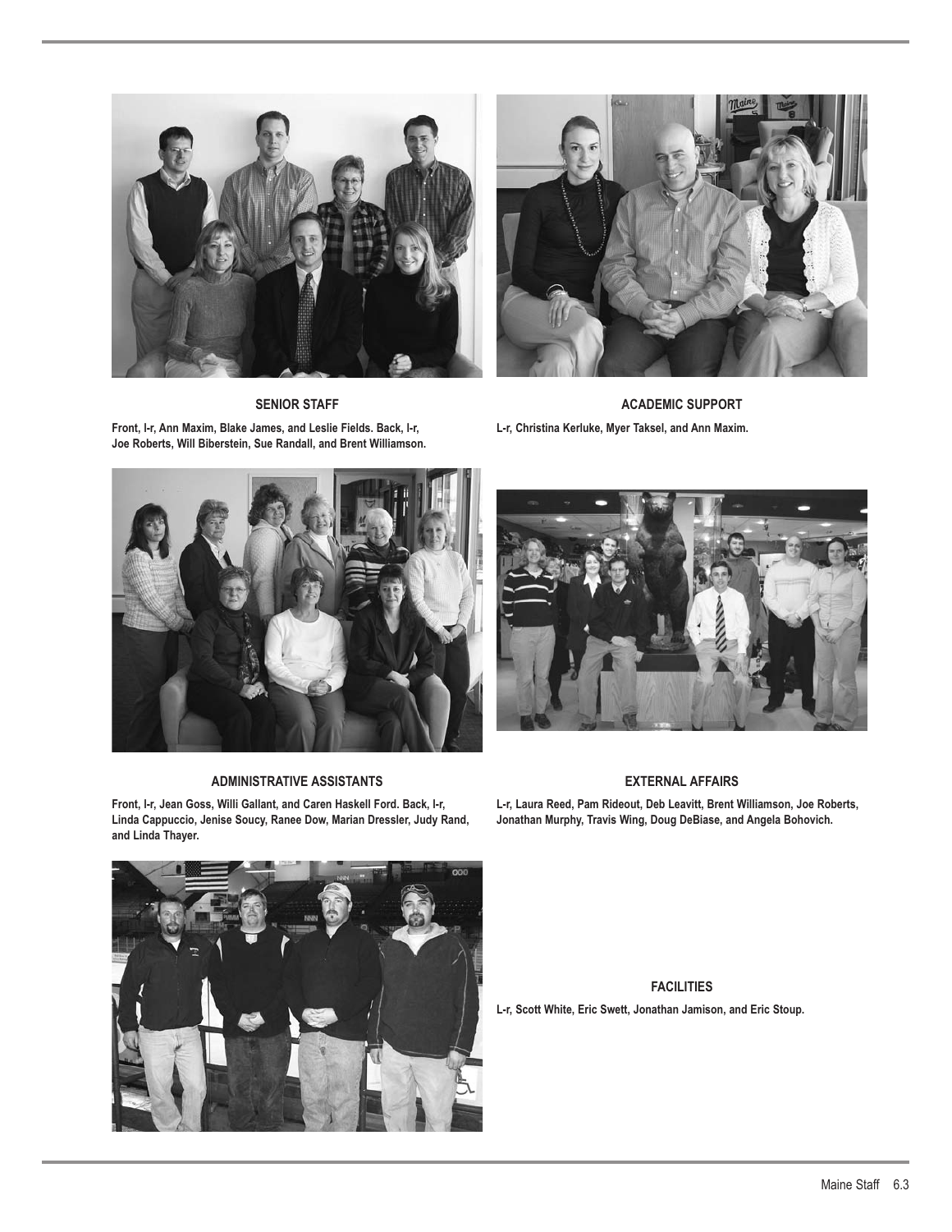**SENIOR STAFF**

Front, l-r, Ann Maxim, Blake James, and Leslie Fields. Back, l-r, Joe Roberts, Will Biberstein, Sue Randall, and Brent Williamson.

**ACADEMIC SUPPORT**

L-r, Christina Kerluke, Myer Taksel, and Ann Maxim.

**ADMINISTRATIVE ASSISTANTS**

Front, l-r, Jean Goss, Willi Gallant, and Caren Haskell Ford. Back, l-r, Linda Cappuccio, Jenise Soucy, Ranee Dow, Marian Dressler, Judy Rand, and Linda Thayer.

**EXTERNAL AFFAIRS**

L-r, Laura Reed, Pam Rideout, Deb Leavitt, Brent Williamson, Joe Roberts, Jonathan Murphy, Travis Wing, Doug DeBiase, and Angela Bohovich.

**FACILITIES**

L-r, Scott White, Eric Swett, Jonathan Jamison, and Eric Stoup.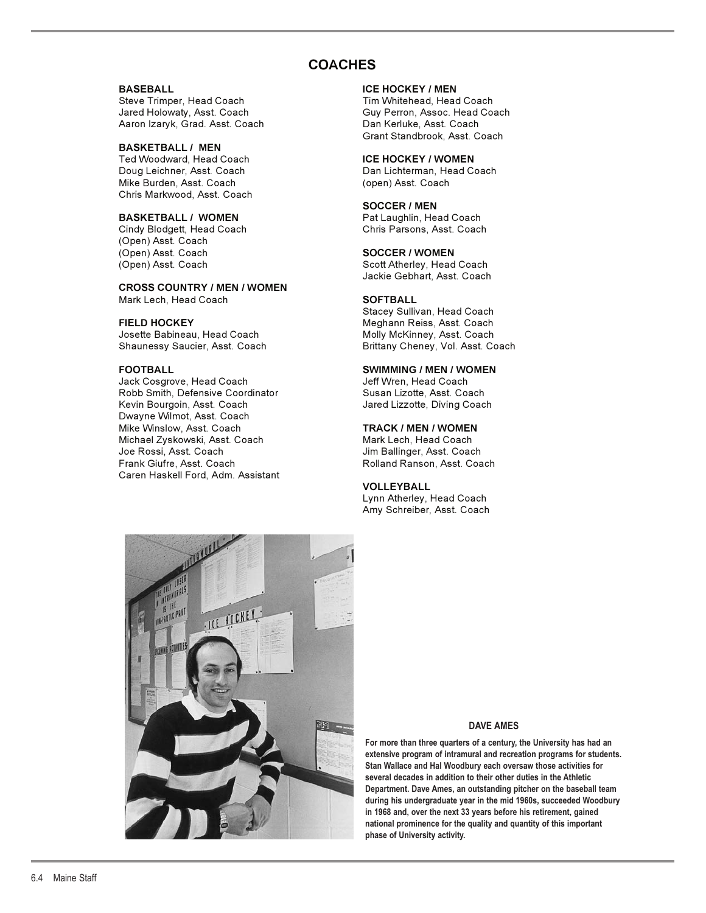# COACHES

**BASEBALL**
Steve Trimper, Head Coach
Jared Holowaty, Asst. Coach
Aaron Izaryk, Grad. Asst. Coach

**BASKETBALL / MEN**
Ted Woodward, Head Coach
Doug Leichner, Asst. Coach
Mike Burden, Asst. Coach
Chris Markwood, Asst. Coach

**BASKETBALL / WOMEN**
Cindy Blodgett, Head Coach
(Open) Asst. Coach
(Open) Asst. Coach
(Open) Asst. Coach

**CROSS COUNTRY / MEN / WOMEN**
Mark Lech, Head Coach

**FIELD HOCKEY**
Josette Babineau, Head Coach
Shaunessy Saucier, Asst. Coach

**FOOTBALL**
Jack Cosgrove, Head Coach
Robb Smith, Defensive Coordinator
Kevin Bourgoin, Asst. Coach
Dwayne Wilmot, Asst. Coach
Mike Winslow, Asst. Coach
Michael Zyskowski, Asst. Coach
Joe Rossi, Asst. Coach
Frank Giufre, Asst. Coach
Caren Haskell Ford, Adm. Assistant

**ICE HOCKEY / MEN**
Tim Whitehead, Head Coach
Guy Perron, Assoc. Head Coach
Dan Kerluke, Asst. Coach
Grant Standbrook, Asst. Coach

**ICE HOCKEY / WOMEN**
Dan Lichterman, Head Coach
(open) Asst. Coach

**SOCCER / MEN**
Pat Laughlin, Head Coach
Chris Parsons, Asst. Coach

**SOCCER / WOMEN**
Scott Atherley, Head Coach
Jackie Gebhart, Asst. Coach

**SOFTBALL**
Stacey Sullivan, Head Coach
Meghann Reiss, Asst. Coach
Molly McKinney, Asst. Coach
Brittany Cheney, Vol. Asst. Coach

**SWIMMING / MEN / WOMEN**
Jeff Wren, Head Coach
Susan Lizotte, Asst. Coach
Jared Lizzotte, Diving Coach

**TRACK / MEN / WOMEN**
Mark Lech, Head Coach
Jim Ballinger, Asst. Coach
Rolland Ranson, Asst. Coach

**VOLLEYBALL**
Lynn Atherley, Head Coach
Amy Schreiber, Asst. Coach

**DAVE AMES**

**For more than three quarters of a century, the University has had an extensive program of intramural and recreation programs for students. Stan Wallace and Hal Woodbury each oversaw those activities for several decades in addition to their other duties in the Athletic Department. Dave Ames, an outstanding pitcher on the baseball team during his undergraduate year in the mid 1960s, succeeded Woodbury in 1968 and, over the next 33 years before his retirement, gained national prominence for the quality and quantity of this important phase of University activity.**